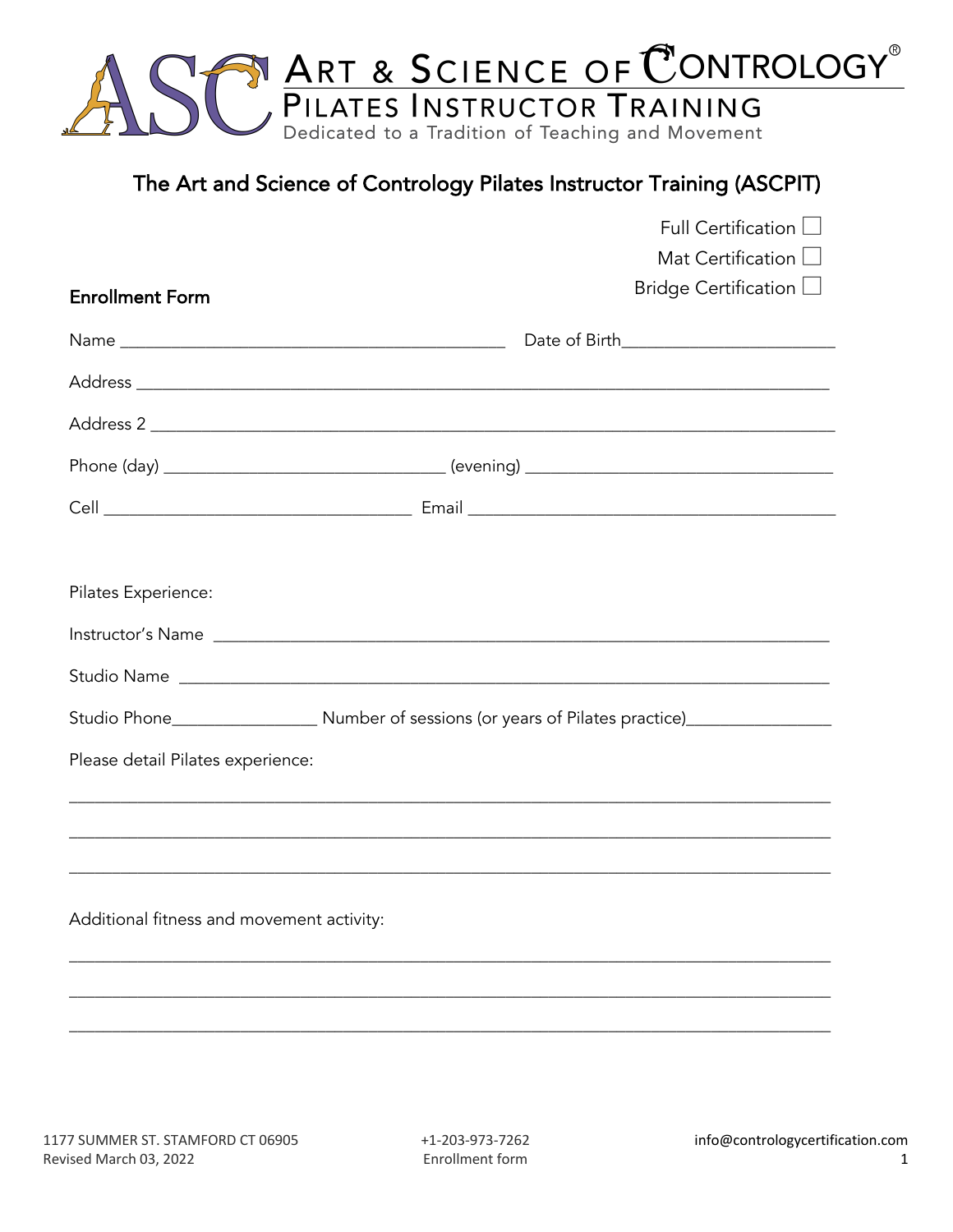# ART & SCIENCE OF CONTROLOGY®

## PILATES INSTRUCTOR TRAINING

Dedicated to a Tradition of Teaching and Movement

## The Art and Science of Contrology Pilates Instructor Training (ASCPIT)

Full Certification ☐

Mat Certification ☐

Bridge Certification ☐

### Enrollment Form

Name ____________________________________________ Date of Birth________________________

Address ______________________________________________________________________________

Address 2 ____________________________________________________________________________

Phone (day) ________________________________ (evening) ___________________________________

Cell ___________________________________ Email _________________________________________

Pilates Experience:

Instructor's Name ______________________________________________________________________

Studio Name __________________________________________________________________________

Studio Phone________________ Number of sessions (or years of Pilates practice)________________

Please detail Pilates experience:

______________________________________________________________________________________

______________________________________________________________________________________

______________________________________________________________________________________

Additional fitness and movement activity:

______________________________________________________________________________________

______________________________________________________________________________________

______________________________________________________________________________________

1177 SUMMER ST. STAMFORD CT 06905 +1-203-973-7262 info@contrologycertification.com

Revised March 03, 2022 Enrollment form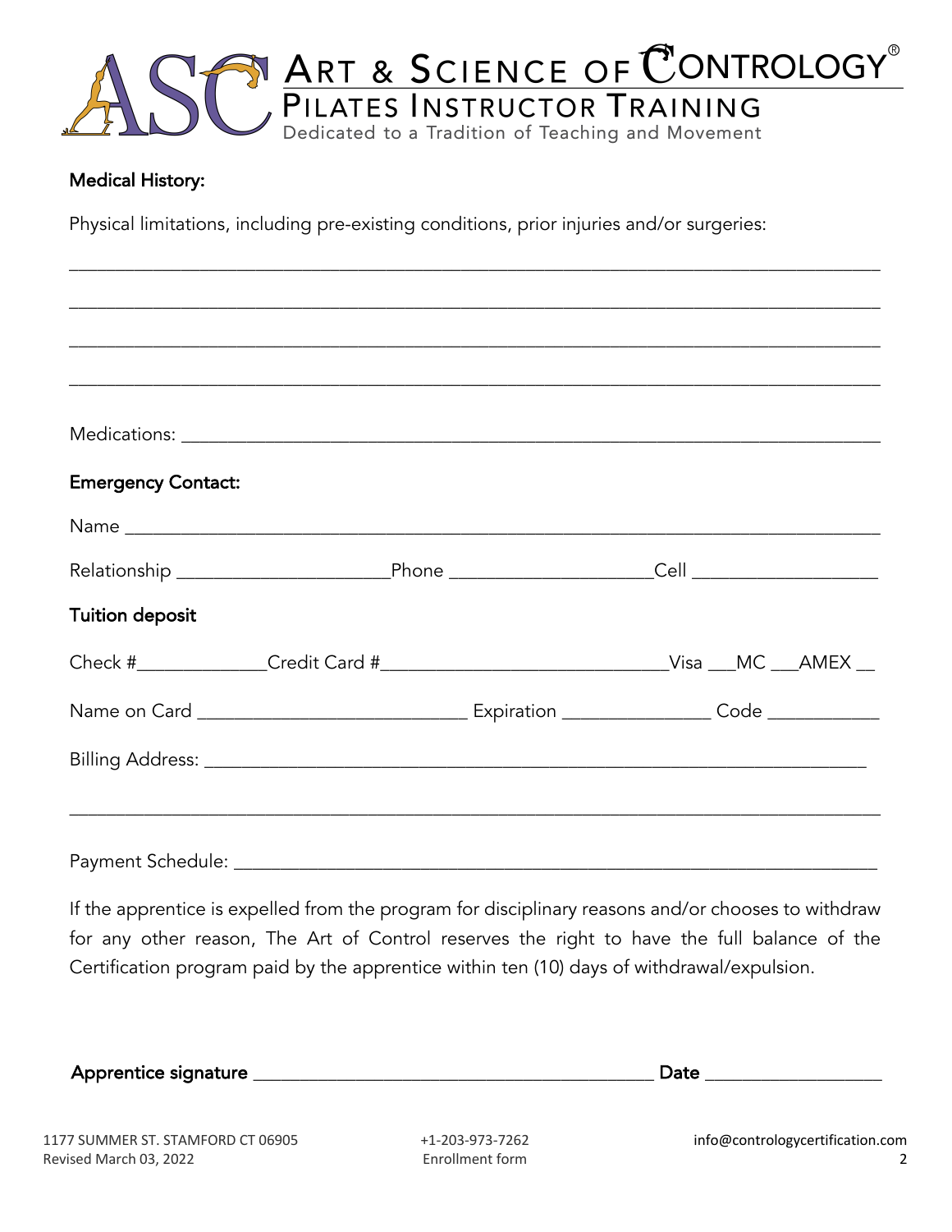**Medical History:**

Physical limitations, including pre-existing conditions, prior injuries and/or surgeries:

_______________________________________________________________________________

_______________________________________________________________________________

_______________________________________________________________________________

_______________________________________________________________________________

Medications: ____________________________________________________________________

**Emergency Contact:**

Name _________________________________________________________________________

Relationship _____________________Phone ____________________Cell __________________

**Tuition deposit**

Check #____________Credit Card #___________________________Visa ___MC ___AMEX __

Name on Card _________________________ Expiration ______________ Code ___________

Billing Address: ________________________________________________________________

_______________________________________________________________________________

Payment Schedule: _______________________________________________________________

If the apprentice is expelled from the program for disciplinary reasons and/or chooses to withdraw for any other reason, The Art of Control reserves the right to have the full balance of the Certification program paid by the apprentice within ten (10) days of withdrawal/expulsion.

**Apprentice signature** _____________________________________ **Date** _________________

1177 SUMMER ST. STAMFORD CT 06905 +1-203-973-7262 info@contrologycertification.com
Revised March 03, 2022 Enrollment form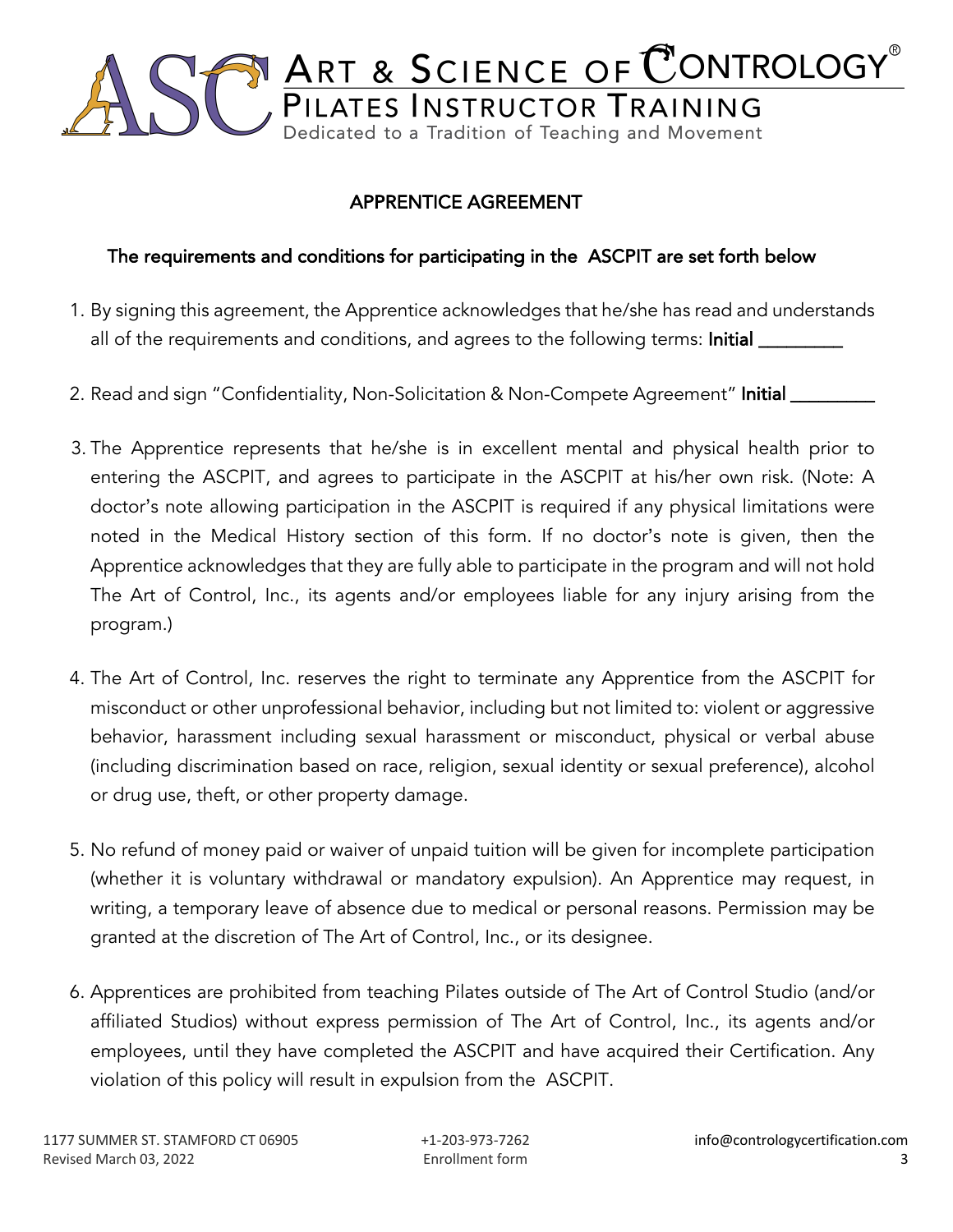# ART & SCIENCE OF CONTROLOGY®

## PILATES INSTRUCTOR TRAINING

Dedicated to a Tradition of Teaching and Movement

## APPRENTICE AGREEMENT

### The requirements and conditions for participating in the ASCPIT are set forth below

1. By signing this agreement, the Apprentice acknowledges that he/she has read and understands all of the requirements and conditions, and agrees to the following terms: **Initial** ________

2. Read and sign "Confidentiality, Non-Solicitation & Non-Compete Agreement" **Initial** ________

3. The Apprentice represents that he/she is in excellent mental and physical health prior to entering the ASCPIT, and agrees to participate in the ASCPIT at his/her own risk. (Note: A doctor's note allowing participation in the ASCPIT is required if any physical limitations were noted in the Medical History section of this form. If no doctor's note is given, then the Apprentice acknowledges that they are fully able to participate in the program and will not hold The Art of Control, Inc., its agents and/or employees liable for any injury arising from the program.)

4. The Art of Control, Inc. reserves the right to terminate any Apprentice from the ASCPIT for misconduct or other unprofessional behavior, including but not limited to: violent or aggressive behavior, harassment including sexual harassment or misconduct, physical or verbal abuse (including discrimination based on race, religion, sexual identity or sexual preference), alcohol or drug use, theft, or other property damage.

5. No refund of money paid or waiver of unpaid tuition will be given for incomplete participation (whether it is voluntary withdrawal or mandatory expulsion). An Apprentice may request, in writing, a temporary leave of absence due to medical or personal reasons. Permission may be granted at the discretion of The Art of Control, Inc., or its designee.

6. Apprentices are prohibited from teaching Pilates outside of The Art of Control Studio (and/or affiliated Studios) without express permission of The Art of Control, Inc., its agents and/or employees, until they have completed the ASCPIT and have acquired their Certification. Any violation of this policy will result in expulsion from the ASCPIT.

1177 SUMMER ST. STAMFORD CT 06905 | +1-203-973-7262 | info@contrologycertification.com

Revised March 03, 2022 | Enrollment form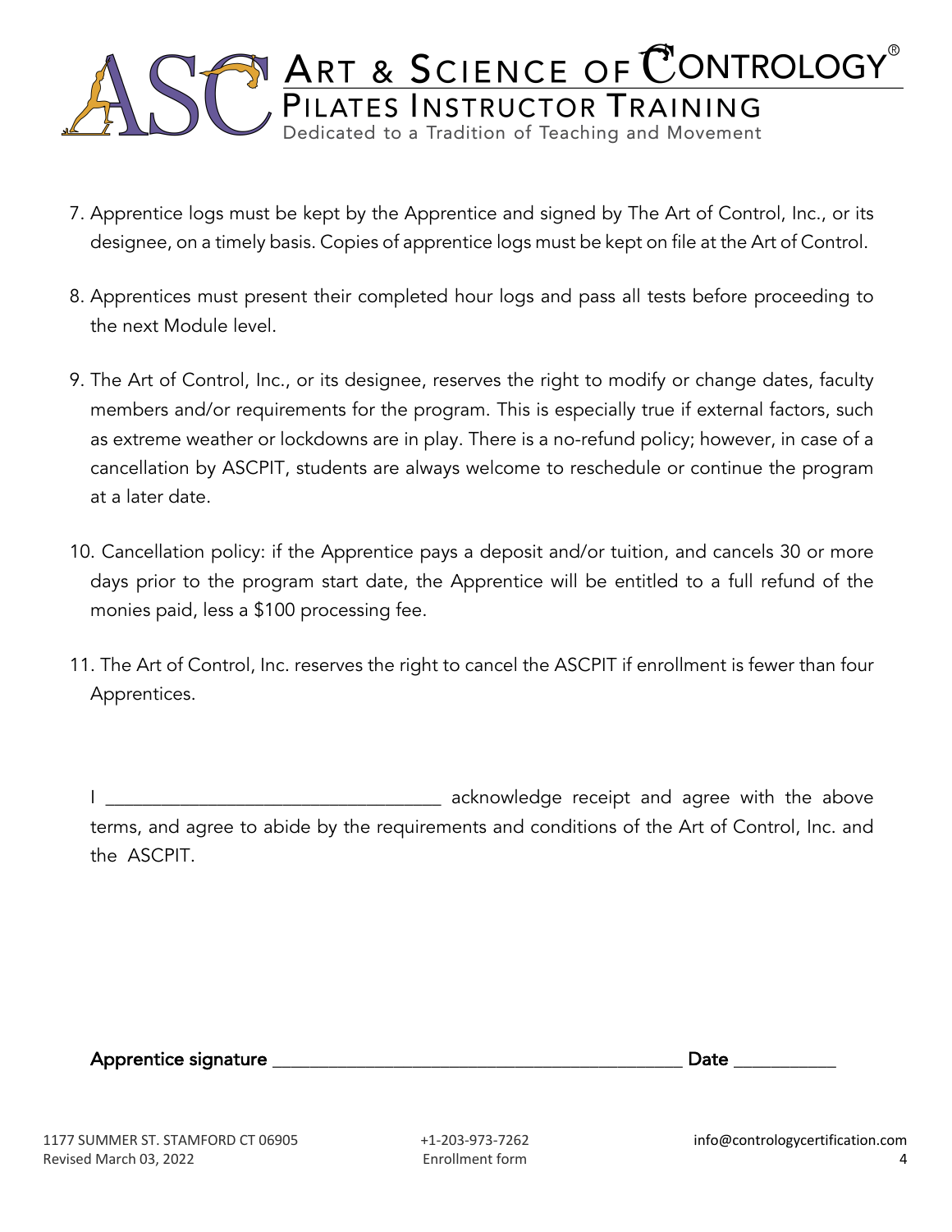7. Apprentice logs must be kept by the Apprentice and signed by The Art of Control, Inc., or its designee, on a timely basis. Copies of apprentice logs must be kept on file at the Art of Control.

8. Apprentices must present their completed hour logs and pass all tests before proceeding to the next Module level.

9. The Art of Control, Inc., or its designee, reserves the right to modify or change dates, faculty members and/or requirements for the program. This is especially true if external factors, such as extreme weather or lockdowns are in play. There is a no-refund policy; however, in case of a cancellation by ASCPIT, students are always welcome to reschedule or continue the program at a later date.

10. Cancellation policy: if the Apprentice pays a deposit and/or tuition, and cancels 30 or more days prior to the program start date, the Apprentice will be entitled to a full refund of the monies paid, less a $100 processing fee.

11. The Art of Control, Inc. reserves the right to cancel the ASCPIT if enrollment is fewer than four Apprentices.

I ___________________________________ acknowledge receipt and agree with the above terms, and agree to abide by the requirements and conditions of the Art of Control, Inc. and the ASCPIT.

**Apprentice signature** ____________________________________________ **Date** ___________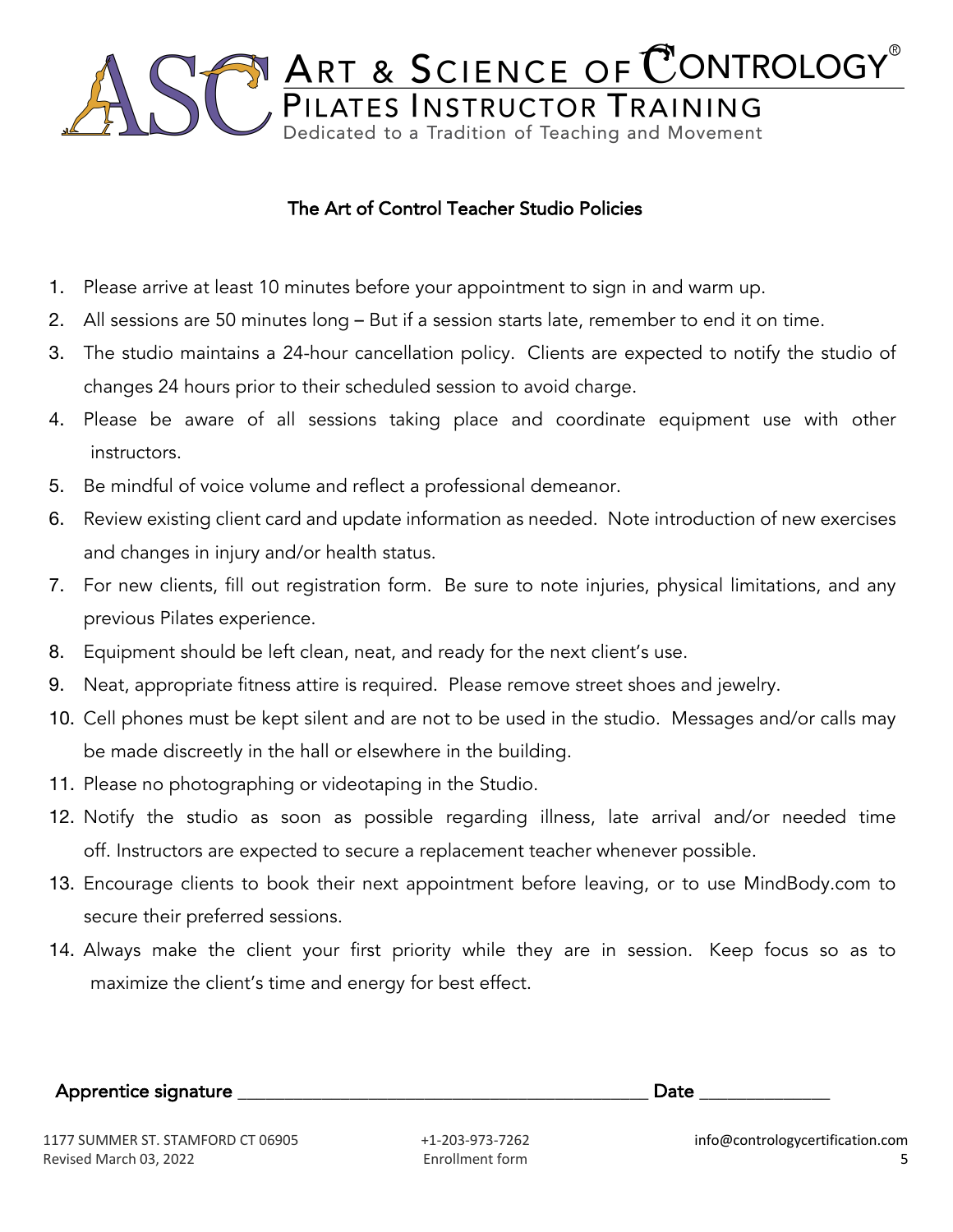# ART & SCIENCE OF CONTROLOGY®

## PILATES INSTRUCTOR TRAINING

Dedicated to a Tradition of Teaching and Movement

### The Art of Control Teacher Studio Policies

1. Please arrive at least 10 minutes before your appointment to sign in and warm up.
2. All sessions are 50 minutes long – But if a session starts late, remember to end it on time.
3. The studio maintains a 24-hour cancellation policy. Clients are expected to notify the studio of changes 24 hours prior to their scheduled session to avoid charge.
4. Please be aware of all sessions taking place and coordinate equipment use with other instructors.
5. Be mindful of voice volume and reflect a professional demeanor.
6. Review existing client card and update information as needed. Note introduction of new exercises and changes in injury and/or health status.
7. For new clients, fill out registration form. Be sure to note injuries, physical limitations, and any previous Pilates experience.
8. Equipment should be left clean, neat, and ready for the next client's use.
9. Neat, appropriate fitness attire is required. Please remove street shoes and jewelry.
10. Cell phones must be kept silent and are not to be used in the studio. Messages and/or calls may be made discreetly in the hall or elsewhere in the building.
11. Please no photographing or videotaping in the Studio.
12. Notify the studio as soon as possible regarding illness, late arrival and/or needed time off. Instructors are expected to secure a replacement teacher whenever possible.
13. Encourage clients to book their next appointment before leaving, or to use MindBody.com to secure their preferred sessions.
14. Always make the client your first priority while they are in session. Keep focus so as to maximize the client's time and energy for best effect.

Apprentice signature ________________________________________ Date ____________

1177 SUMMER ST. STAMFORD CT 06905
Revised March 03, 2022

+1-203-973-7262
Enrollment form

info@contrologycertification.com